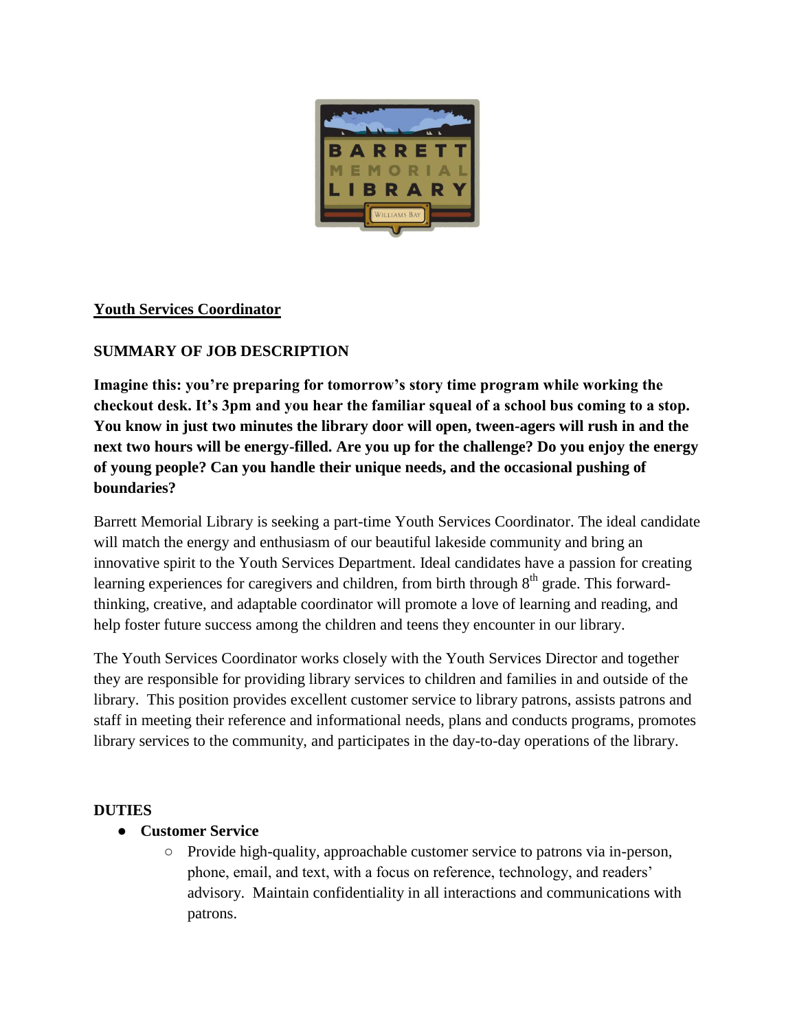BARRETT MEMORIAL LIBRARY

WILLIAMS BAY

## Youth Services Coordinator

### SUMMARY OF JOB DESCRIPTION

**Imagine this: you're preparing for tomorrow's story time program while working the checkout desk. It's 3pm and you hear the familiar squeal of a school bus coming to a stop. You know in just two minutes the library door will open, tween-agers will rush in and the next two hours will be energy-filled. Are you up for the challenge? Do you enjoy the energy of young people? Can you handle their unique needs, and the occasional pushing of boundaries?**

Barrett Memorial Library is seeking a part-time Youth Services Coordinator. The ideal candidate will match the energy and enthusiasm of our beautiful lakeside community and bring an innovative spirit to the Youth Services Department. Ideal candidates have a passion for creating learning experiences for caregivers and children, from birth through 8th grade. This forward-thinking, creative, and adaptable coordinator will promote a love of learning and reading, and help foster future success among the children and teens they encounter in our library.

The Youth Services Coordinator works closely with the Youth Services Director and together they are responsible for providing library services to children and families in and outside of the library. This position provides excellent customer service to library patrons, assists patrons and staff in meeting their reference and informational needs, plans and conducts programs, promotes library services to the community, and participates in the day-to-day operations of the library.

### DUTIES

- **Customer Service**
    - Provide high-quality, approachable customer service to patrons via in-person, phone, email, and text, with a focus on reference, technology, and readers' advisory. Maintain confidentiality in all interactions and communications with patrons.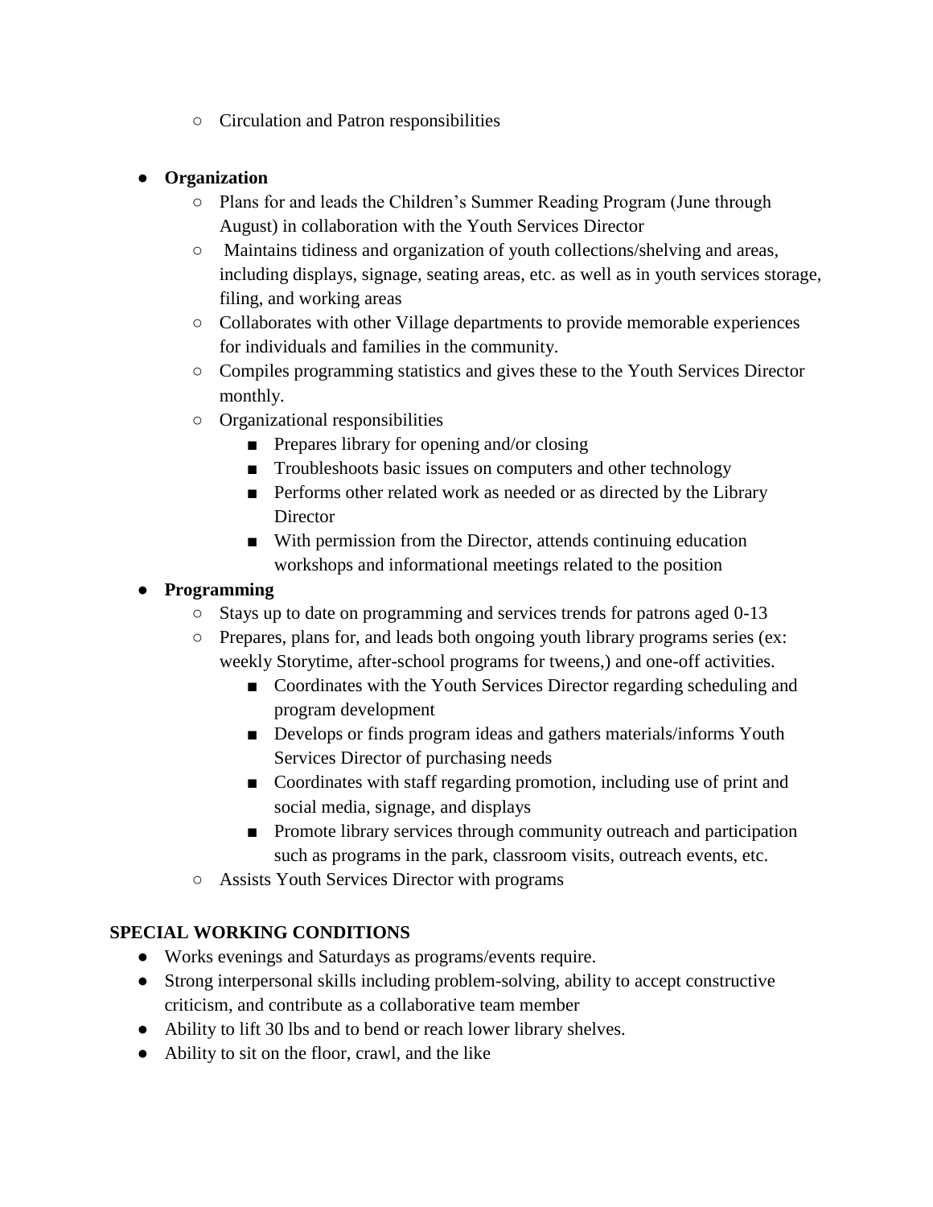- Circulation and Patron responsibilities

- **Organization**
  - Plans for and leads the Children's Summer Reading Program (June through August) in collaboration with the Youth Services Director
  - Maintains tidiness and organization of youth collections/shelving and areas, including displays, signage, seating areas, etc. as well as in youth services storage, filing, and working areas
  - Collaborates with other Village departments to provide memorable experiences for individuals and families in the community.
  - Compiles programming statistics and gives these to the Youth Services Director monthly.
  - Organizational responsibilities
    - Prepares library for opening and/or closing
    - Troubleshoots basic issues on computers and other technology
    - Performs other related work as needed or as directed by the Library Director
    - With permission from the Director, attends continuing education workshops and informational meetings related to the position
- **Programming**
  - Stays up to date on programming and services trends for patrons aged 0-13
  - Prepares, plans for, and leads both ongoing youth library programs series (ex: weekly Storytime, after-school programs for tweens,) and one-off activities.
    - Coordinates with the Youth Services Director regarding scheduling and program development
    - Develops or finds program ideas and gathers materials/informs Youth Services Director of purchasing needs
    - Coordinates with staff regarding promotion, including use of print and social media, signage, and displays
    - Promote library services through community outreach and participation such as programs in the park, classroom visits, outreach events, etc.
  - Assists Youth Services Director with programs

**SPECIAL WORKING CONDITIONS**

- Works evenings and Saturdays as programs/events require.
- Strong interpersonal skills including problem-solving, ability to accept constructive criticism, and contribute as a collaborative team member
- Ability to lift 30 lbs and to bend or reach lower library shelves.
- Ability to sit on the floor, crawl, and the like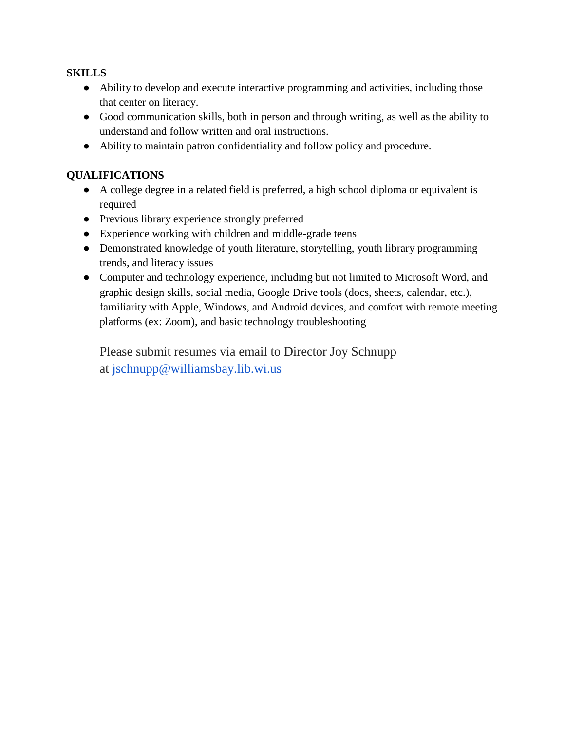**SKILLS**

- Ability to develop and execute interactive programming and activities, including those that center on literacy.
- Good communication skills, both in person and through writing, as well as the ability to understand and follow written and oral instructions.
- Ability to maintain patron confidentiality and follow policy and procedure.

**QUALIFICATIONS**

- A college degree in a related field is preferred, a high school diploma or equivalent is required
- Previous library experience strongly preferred
- Experience working with children and middle-grade teens
- Demonstrated knowledge of youth literature, storytelling, youth library programming trends, and literacy issues
- Computer and technology experience, including but not limited to Microsoft Word, and graphic design skills, social media, Google Drive tools (docs, sheets, calendar, etc.), familiarity with Apple, Windows, and Android devices, and comfort with remote meeting platforms (ex: Zoom), and basic technology troubleshooting

Please submit resumes via email to Director Joy Schnupp at [jschnupp@williamsbay.lib.wi.us](mailto:jschnupp@williamsbay.lib.wi.us)